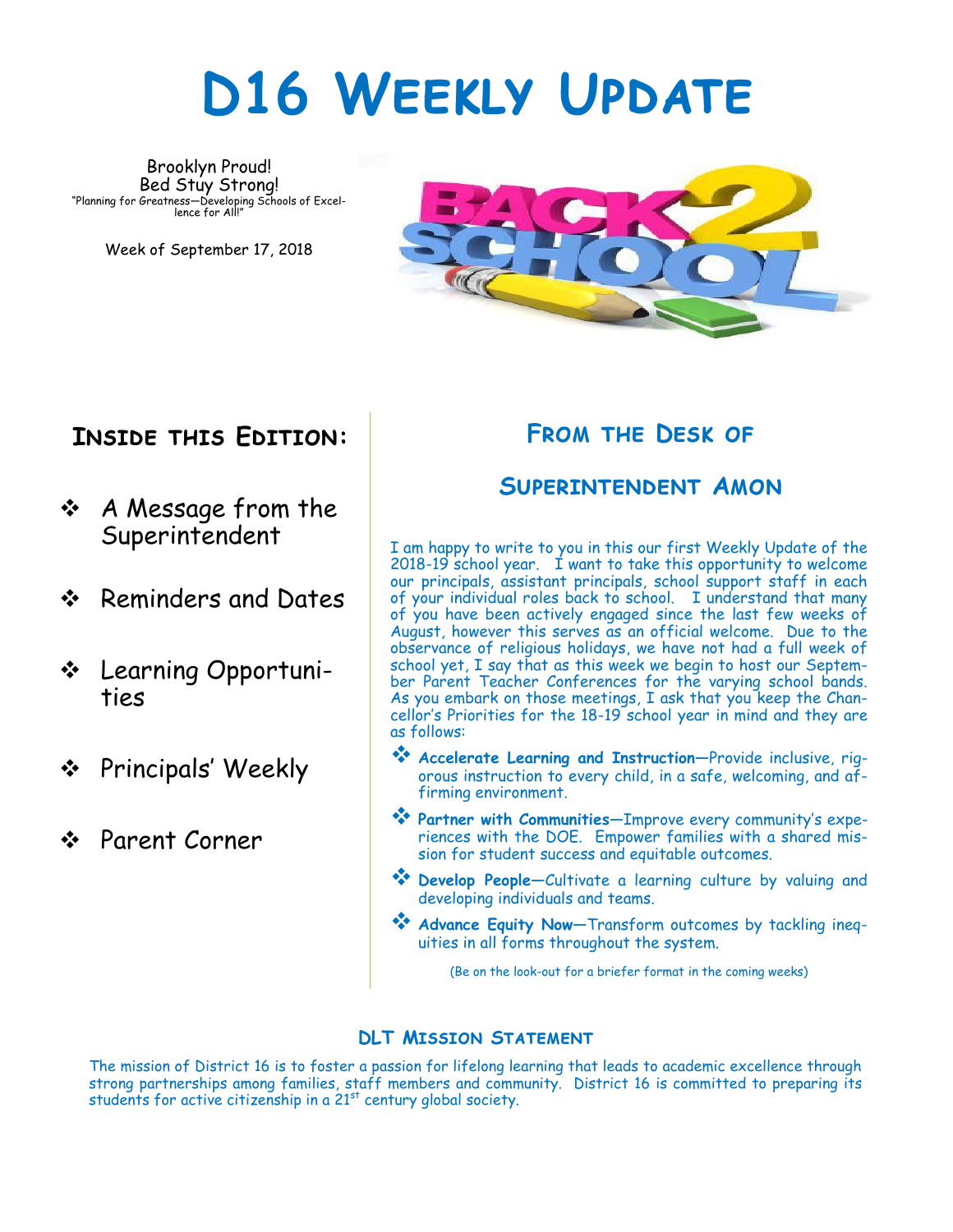# D16 Weekly Update

Brooklyn Proud!
Bed Stuy Strong!
"Planning for Greatness—Developing Schools of Excellence for All!"

Week of September 17, 2018

## Inside this Edition:

- A Message from the Superintendent
- Reminders and Dates
- Learning Opportunities
- Principals' Weekly
- Parent Corner

## From the Desk of Superintendent Amon

I am happy to write to you in this our first Weekly Update of the 2018-19 school year. I want to take this opportunity to welcome our principals, assistant principals, school support staff in each of your individual roles back to school. I understand that many of you have been actively engaged since the last few weeks of August, however this serves as an official welcome. Due to the observance of religious holidays, we have not had a full week of school yet, I say that as this week we begin to host our September Parent Teacher Conferences for the varying school bands. As you embark on those meetings, I ask that you keep the Chancellor's Priorities for the 18-19 school year in mind and they are as follows:

- **Accelerate Learning and Instruction**—Provide inclusive, rigorous instruction to every child, in a safe, welcoming, and affirming environment.
- **Partner with Communities**—Improve every community's experiences with the DOE. Empower families with a shared mission for student success and equitable outcomes.
- **Develop People**—Cultivate a learning culture by valuing and developing individuals and teams.
- **Advance Equity Now**—Transform outcomes by tackling inequities in all forms throughout the system.

(Be on the look-out for a briefer format in the coming weeks)

### DLT Mission Statement

The mission of District 16 is to foster a passion for lifelong learning that leads to academic excellence through strong partnerships among families, staff members and community. District 16 is committed to preparing its students for active citizenship in a 21st century global society.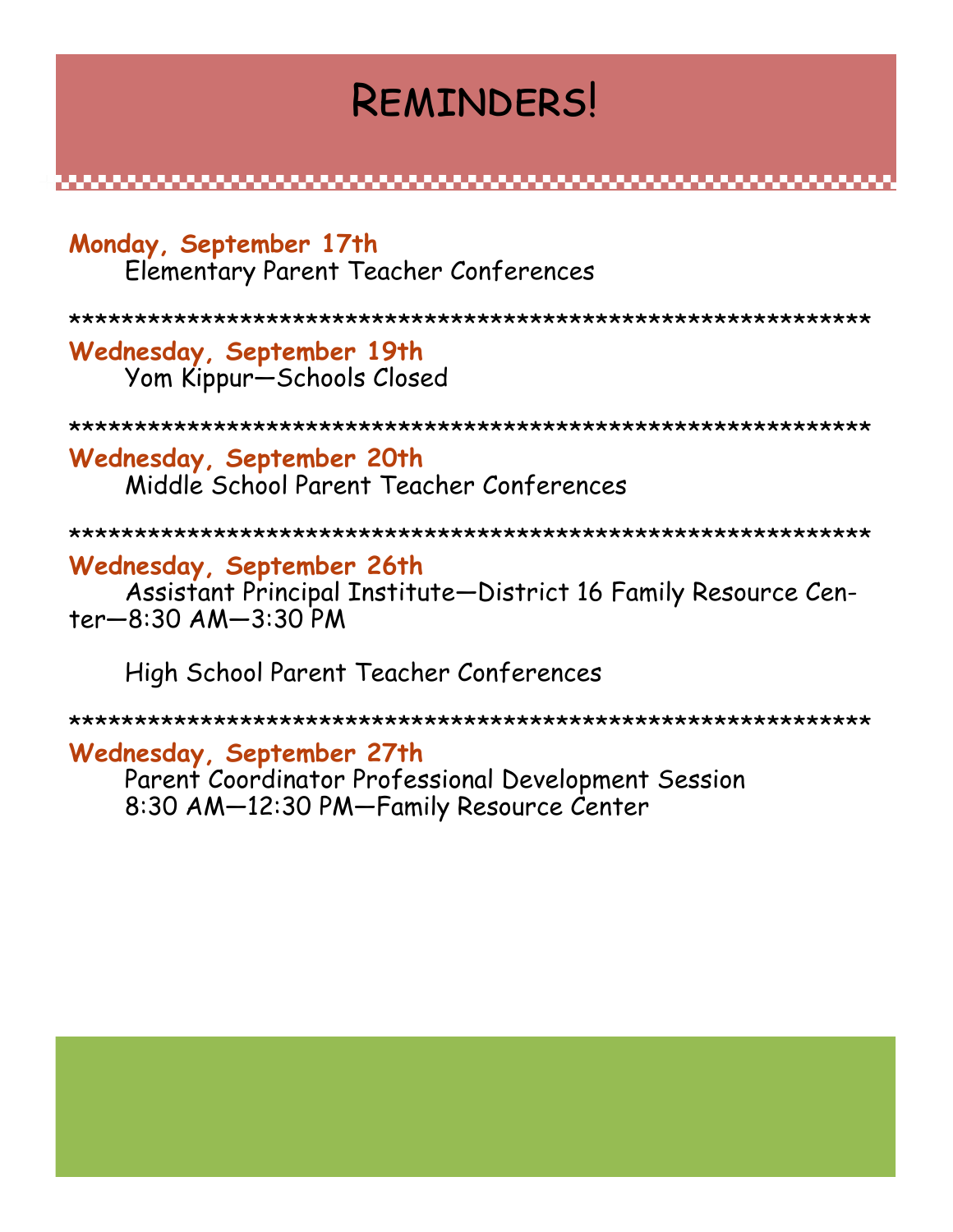# Reminders!

**Monday, September 17th**
Elementary Parent Teacher Conferences

*************************************************************

**Wednesday, September 19th**
Yom Kippur—Schools Closed

*************************************************************

**Wednesday, September 20th**
Middle School Parent Teacher Conferences

*************************************************************

**Wednesday, September 26th**
Assistant Principal Institute—District 16 Family Resource Center—8:30 AM—3:30 PM

High School Parent Teacher Conferences

*************************************************************

**Wednesday, September 27th**
Parent Coordinator Professional Development Session
8:30 AM—12:30 PM—Family Resource Center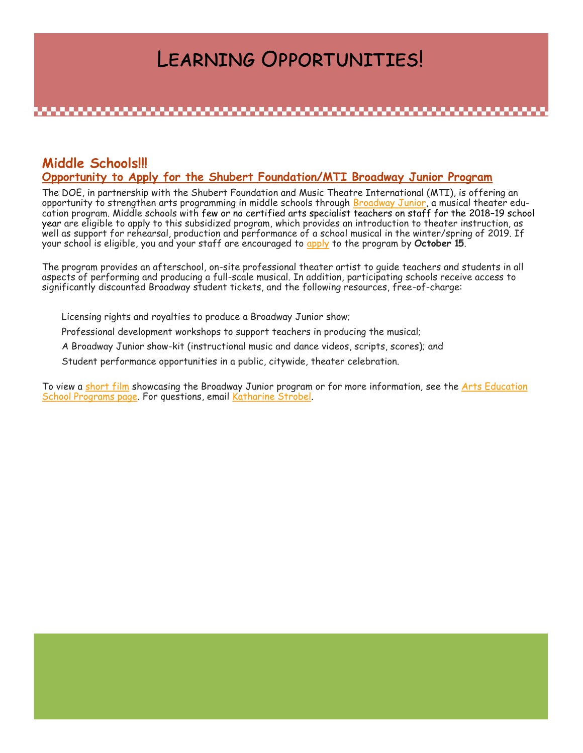# Learning Opportunities!

## Middle Schools!!!

### Opportunity to Apply for the Shubert Foundation/MTI Broadway Junior Program

The DOE, in partnership with the Shubert Foundation and Music Theatre International (MTI), is offering an opportunity to strengthen arts programming in middle schools through Broadway Junior, a musical theater education program. Middle schools with few or no certified arts specialist teachers on staff for the 2018–19 school year are eligible to apply to this subsidized program, which provides an introduction to theater instruction, as well as support for rehearsal, production and performance of a school musical in the winter/spring of 2019. If your school is eligible, you and your staff are encouraged to apply to the program by **October 15**.

The program provides an afterschool, on-site professional theater artist to guide teachers and students in all aspects of performing and producing a full-scale musical. In addition, participating schools receive access to significantly discounted Broadway student tickets, and the following resources, free-of-charge:

- Licensing rights and royalties to produce a Broadway Junior show;
- Professional development workshops to support teachers in producing the musical;
- A Broadway Junior show-kit (instructional music and dance videos, scripts, scores); and
- Student performance opportunities in a public, citywide, theater celebration.

To view a short film showcasing the Broadway Junior program or for more information, see the Arts Education School Programs page. For questions, email Katharine Strobel.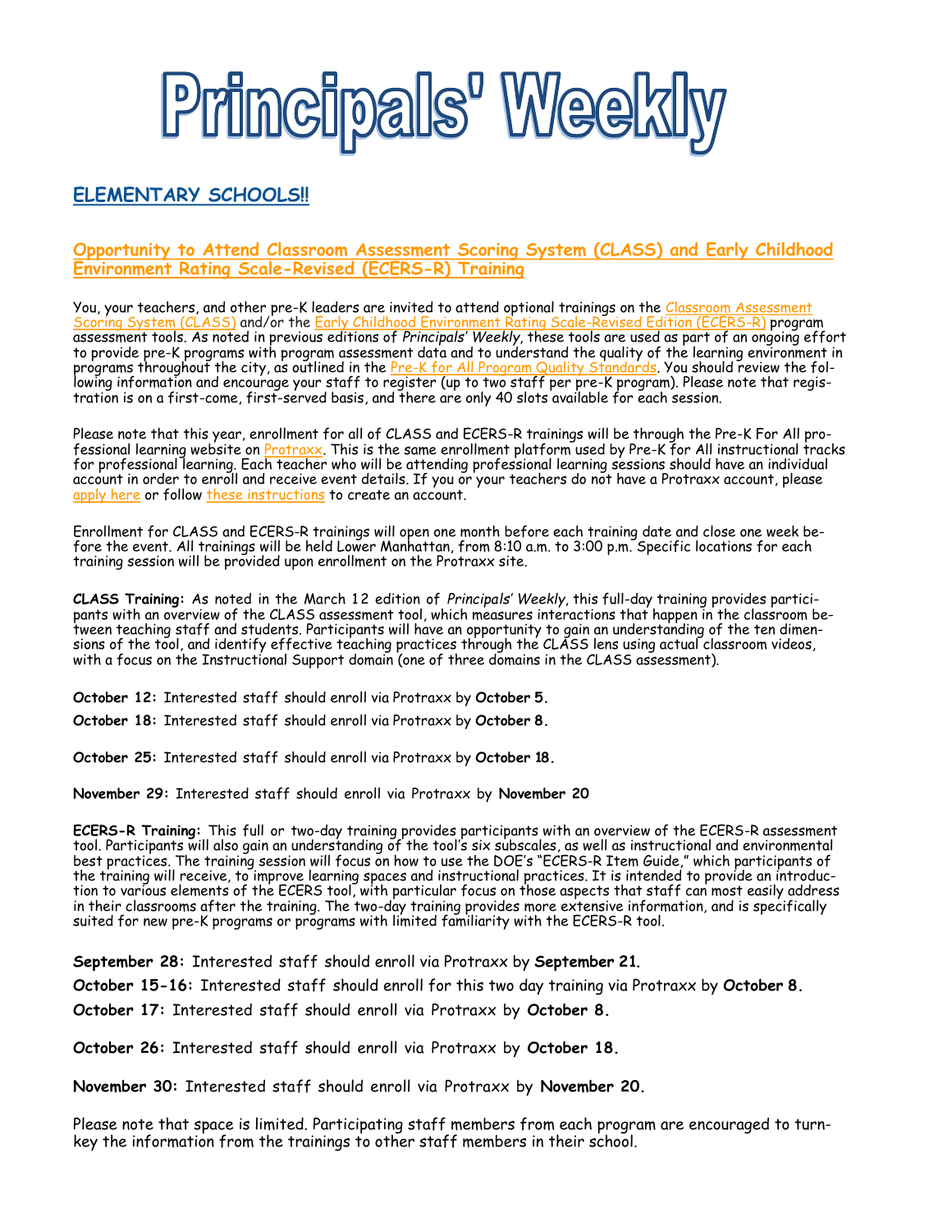# Principals' Weekly

## ELEMENTARY SCHOOLS!!

### Opportunity to Attend Classroom Assessment Scoring System (CLASS) and Early Childhood Environment Rating Scale-Revised (ECERS-R) Training

You, your teachers, and other pre-K leaders are invited to attend optional trainings on the Classroom Assessment Scoring System (CLASS) and/or the Early Childhood Environment Rating Scale-Revised Edition (ECERS-R) program assessment tools. As noted in previous editions of *Principals' Weekly*, these tools are used as part of an ongoing effort to provide pre-K programs with program assessment data and to understand the quality of the learning environment in programs throughout the city, as outlined in the Pre-K for All Program Quality Standards. You should review the following information and encourage your staff to register (up to two staff per pre-K program). Please note that registration is on a first-come, first-served basis, and there are only 40 slots available for each session.

Please note that this year, enrollment for all of CLASS and ECERS-R trainings will be through the Pre-K For All professional learning website on Protraxx. This is the same enrollment platform used by Pre-K for All instructional tracks for professional learning. Each teacher who will be attending professional learning sessions should have an individual account in order to enroll and receive event details. If you or your teachers do not have a Protraxx account, please apply here or follow these instructions to create an account.

Enrollment for CLASS and ECERS-R trainings will open one month before each training date and close one week before the event. All trainings will be held Lower Manhattan, from 8:10 a.m. to 3:00 p.m. Specific locations for each training session will be provided upon enrollment on the Protraxx site.

**CLASS Training:** As noted in the March 12 edition of *Principals' Weekly*, this full-day training provides participants with an overview of the CLASS assessment tool, which measures interactions that happen in the classroom between teaching staff and students. Participants will have an opportunity to gain an understanding of the ten dimensions of the tool, and identify effective teaching practices through the CLASS lens using actual classroom videos, with a focus on the Instructional Support domain (one of three domains in the CLASS assessment).

**October 12:** Interested staff should enroll via Protraxx by **October 5.**

**October 18:** Interested staff should enroll via Protraxx by **October 8.**

**October 25:** Interested staff should enroll via Protraxx by **October 18.**

**November 29:** Interested staff should enroll via Protraxx by **November 20**

**ECERS-R Training:** This full or two-day training provides participants with an overview of the ECERS-R assessment tool. Participants will also gain an understanding of the tool's six subscales, as well as instructional and environmental best practices. The training session will focus on how to use the DOE's "ECERS-R Item Guide," which participants of the training will receive, to improve learning spaces and instructional practices. It is intended to provide an introduction to various elements of the ECERS tool, with particular focus on those aspects that staff can most easily address in their classrooms after the training. The two-day training provides more extensive information, and is specifically suited for new pre-K programs or programs with limited familiarity with the ECERS-R tool.

**September 28:** Interested staff should enroll via Protraxx by **September 21.**

**October 15-16:** Interested staff should enroll for this two day training via Protraxx by **October 8.**

**October 17:** Interested staff should enroll via Protraxx by **October 8.**

**October 26:** Interested staff should enroll via Protraxx by **October 18.**

**November 30:** Interested staff should enroll via Protraxx by **November 20.**

Please note that space is limited. Participating staff members from each program are encouraged to turnkey the information from the trainings to other staff members in their school.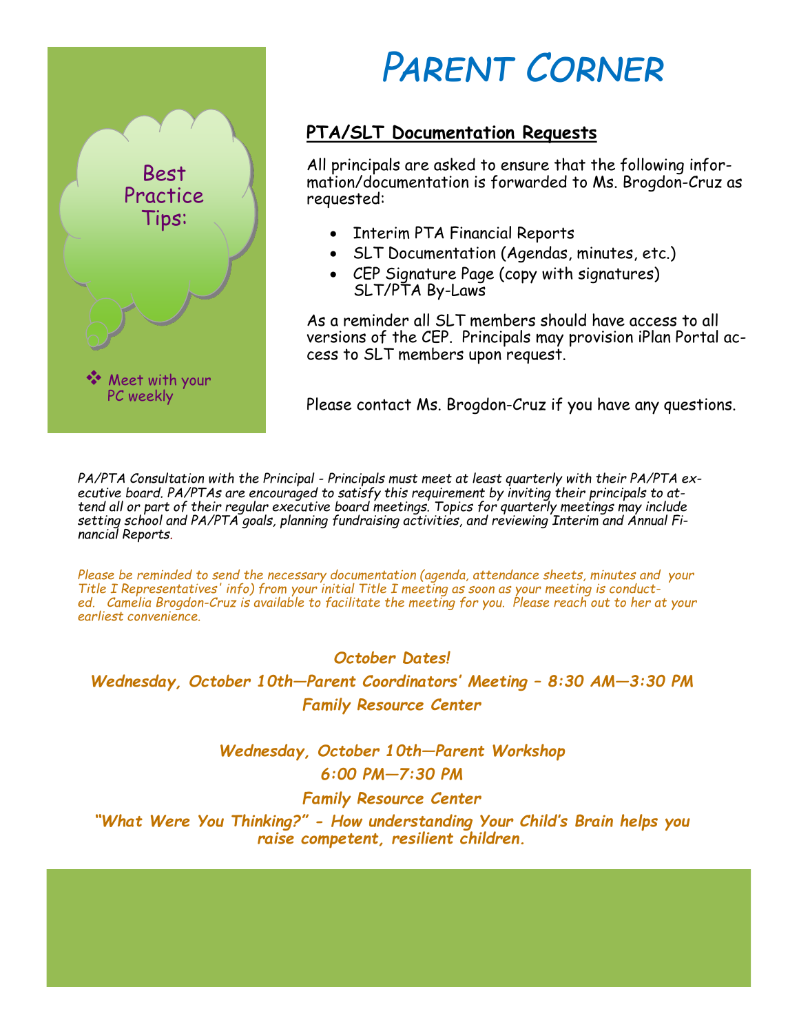# Parent Corner

Best Practice Tips:

- Meet with your PC weekly

## PTA/SLT Documentation Requests

All principals are asked to ensure that the following information/documentation is forwarded to Ms. Brogdon-Cruz as requested:

- Interim PTA Financial Reports
- SLT Documentation (Agendas, minutes, etc.)
- CEP Signature Page (copy with signatures) SLT/PTA By-Laws

As a reminder all SLT members should have access to all versions of the CEP. Principals may provision iPlan Portal access to SLT members upon request.

Please contact Ms. Brogdon-Cruz if you have any questions.

*PA/PTA Consultation with the Principal - Principals must meet at least quarterly with their PA/PTA executive board. PA/PTAs are encouraged to satisfy this requirement by inviting their principals to attend all or part of their regular executive board meetings. Topics for quarterly meetings may include setting school and PA/PTA goals, planning fundraising activities, and reviewing Interim and Annual Financial Reports.*

*Please be reminded to send the necessary documentation (agenda, attendance sheets, minutes and your Title I Representatives' info) from your initial Title I meeting as soon as your meeting is conducted. Camelia Brogdon-Cruz is available to facilitate the meeting for you. Please reach out to her at your earliest convenience.*

***October Dates!***

***Wednesday, October 10th—Parent Coordinators' Meeting – 8:30 AM—3:30 PM***

***Family Resource Center***

***Wednesday, October 10th—Parent Workshop***

***6:00 PM—7:30 PM***

***Family Resource Center***

***"What Were You Thinking?" - How understanding Your Child's Brain helps you raise competent, resilient children.***